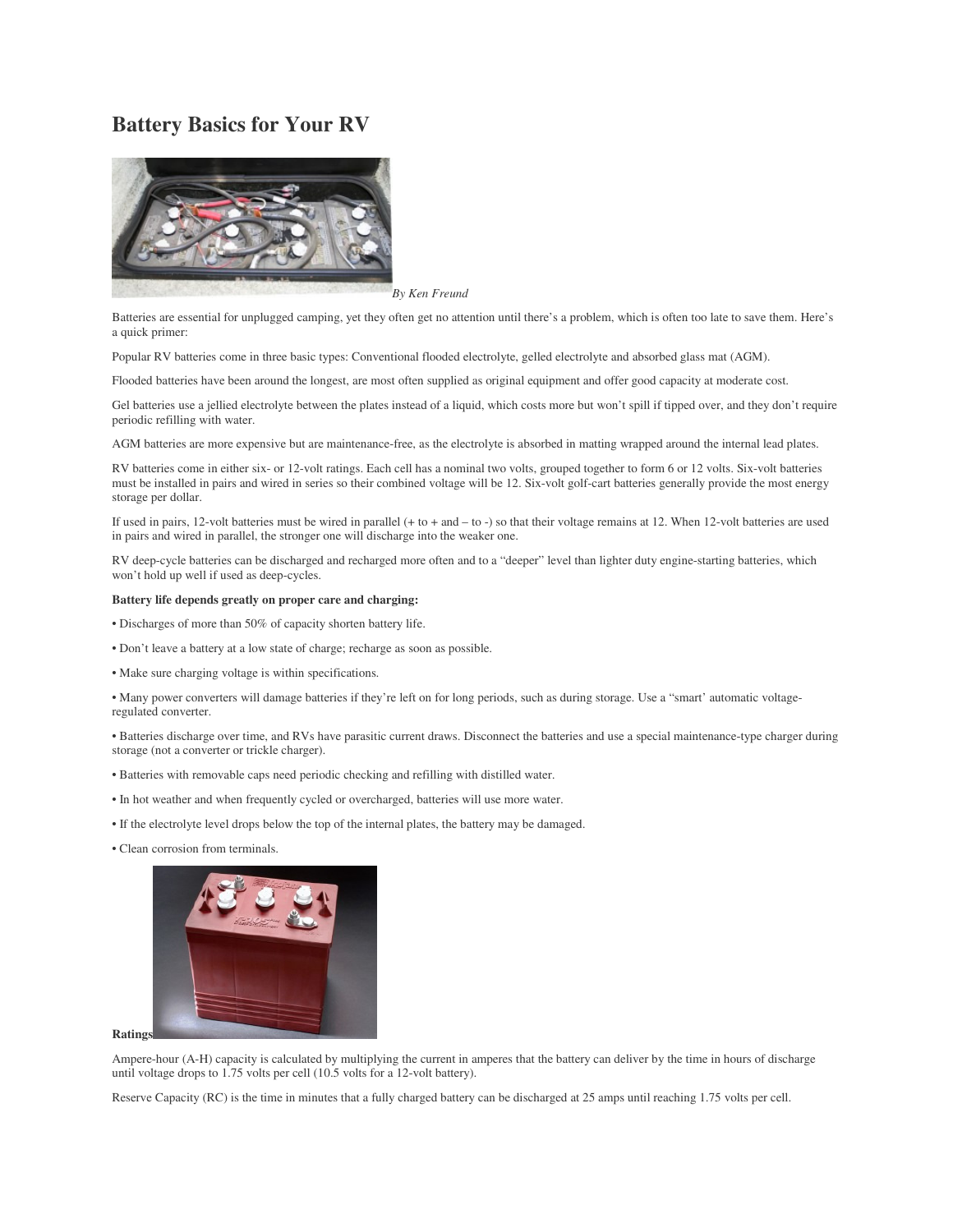# Battery Basics for Your RV

*By Ken Freund*

Batteries are essential for unplugged camping, yet they often get no attention until there's a problem, which is often too late to save them. Here's a quick primer:

Popular RV batteries come in three basic types: Conventional flooded electrolyte, gelled electrolyte and absorbed glass mat (AGM).

Flooded batteries have been around the longest, are most often supplied as original equipment and offer good capacity at moderate cost.

Gel batteries use a jellied electrolyte between the plates instead of a liquid, which costs more but won't spill if tipped over, and they don't require periodic refilling with water.

AGM batteries are more expensive but are maintenance-free, as the electrolyte is absorbed in matting wrapped around the internal lead plates.

RV batteries come in either six- or 12-volt ratings. Each cell has a nominal two volts, grouped together to form 6 or 12 volts. Six-volt batteries must be installed in pairs and wired in series so their combined voltage will be 12. Six-volt golf-cart batteries generally provide the most energy storage per dollar.

If used in pairs, 12-volt batteries must be wired in parallel (+ to + and – to -) so that their voltage remains at 12. When 12-volt batteries are used in pairs and wired in parallel, the stronger one will discharge into the weaker one.

RV deep-cycle batteries can be discharged and recharged more often and to a "deeper" level than lighter duty engine-starting batteries, which won't hold up well if used as deep-cycles.

**Battery life depends greatly on proper care and charging:**

- Discharges of more than 50% of capacity shorten battery life.
- Don't leave a battery at a low state of charge; recharge as soon as possible.
- Make sure charging voltage is within specifications.
- Many power converters will damage batteries if they're left on for long periods, such as during storage. Use a "smart' automatic voltage-regulated converter.
- Batteries discharge over time, and RVs have parasitic current draws. Disconnect the batteries and use a special maintenance-type charger during storage (not a converter or trickle charger).
- Batteries with removable caps need periodic checking and refilling with distilled water.
- In hot weather and when frequently cycled or overcharged, batteries will use more water.
- If the electrolyte level drops below the top of the internal plates, the battery may be damaged.
- Clean corrosion from terminals.

**Ratings**

Ampere-hour (A-H) capacity is calculated by multiplying the current in amperes that the battery can deliver by the time in hours of discharge until voltage drops to 1.75 volts per cell (10.5 volts for a 12-volt battery).

Reserve Capacity (RC) is the time in minutes that a fully charged battery can be discharged at 25 amps until reaching 1.75 volts per cell.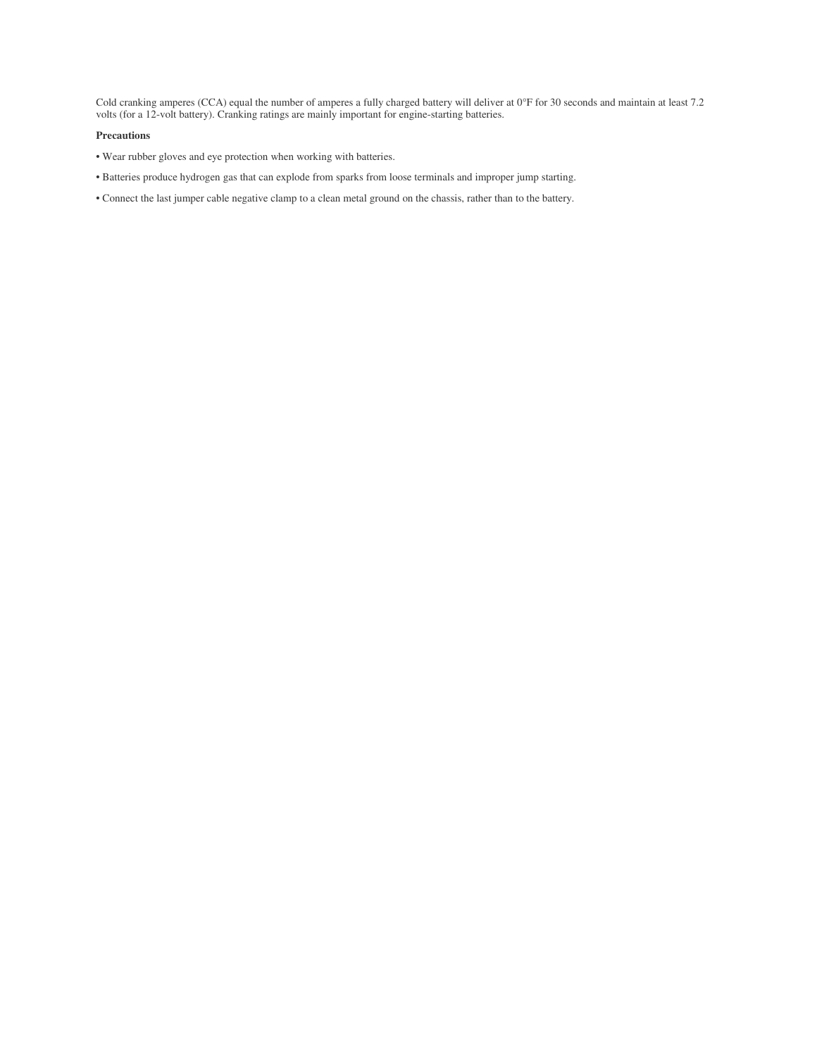Cold cranking amperes (CCA) equal the number of amperes a fully charged battery will deliver at 0°F for 30 seconds and maintain at least 7.2 volts (for a 12-volt battery). Cranking ratings are mainly important for engine-starting batteries.

**Precautions**

- Wear rubber gloves and eye protection when working with batteries.
- Batteries produce hydrogen gas that can explode from sparks from loose terminals and improper jump starting.
- Connect the last jumper cable negative clamp to a clean metal ground on the chassis, rather than to the battery.